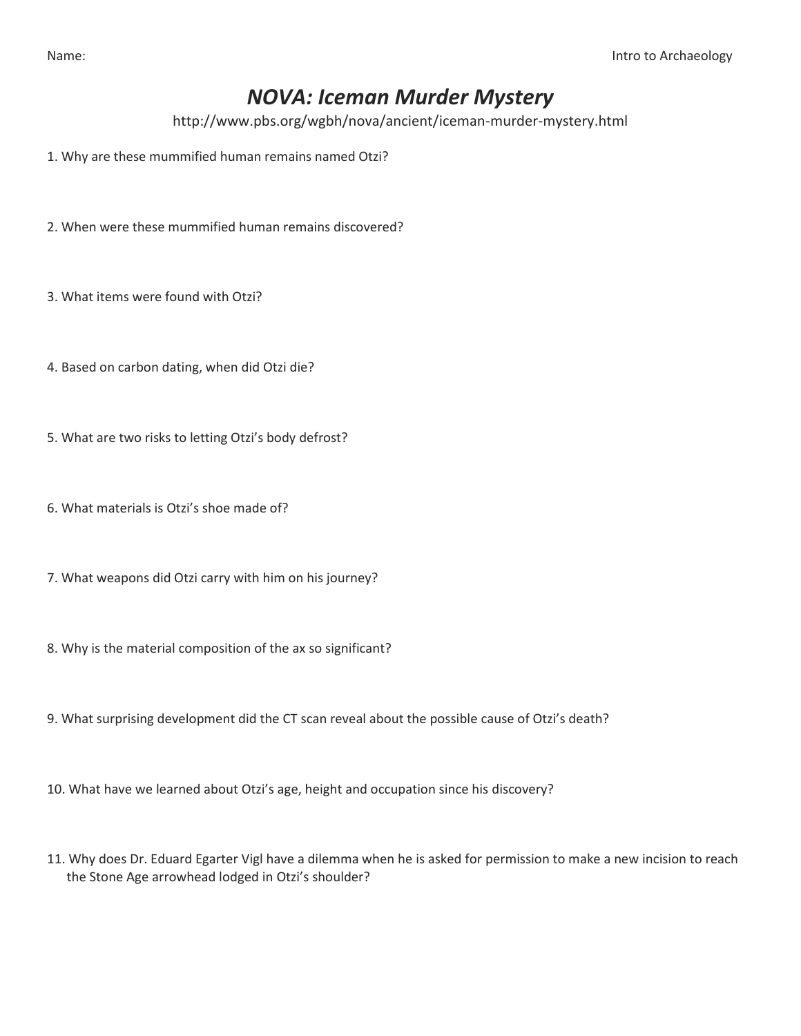Name: Intro to Archaeology

# *NOVA: Iceman Murder Mystery*

http://www.pbs.org/wgbh/nova/ancient/iceman-murder-mystery.html

1. Why are these mummified human remains named Otzi?

2. When were these mummified human remains discovered?

3. What items were found with Otzi?

4. Based on carbon dating, when did Otzi die?

5. What are two risks to letting Otzi's body defrost?

6. What materials is Otzi's shoe made of?

7. What weapons did Otzi carry with him on his journey?

8. Why is the material composition of the ax so significant?

9. What surprising development did the CT scan reveal about the possible cause of Otzi's death?

10. What have we learned about Otzi's age, height and occupation since his discovery?

11. Why does Dr. Eduard Egarter Vigl have a dilemma when he is asked for permission to make a new incision to reach the Stone Age arrowhead lodged in Otzi's shoulder?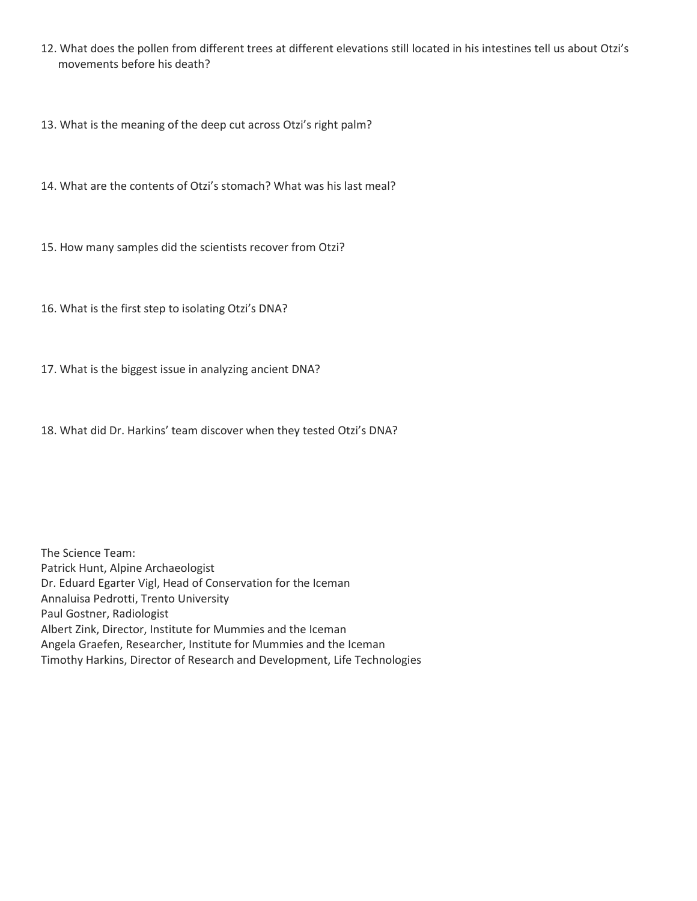12. What does the pollen from different trees at different elevations still located in his intestines tell us about Otzi's movements before his death?

13. What is the meaning of the deep cut across Otzi's right palm?

14. What are the contents of Otzi's stomach? What was his last meal?

15. How many samples did the scientists recover from Otzi?

16. What is the first step to isolating Otzi's DNA?

17. What is the biggest issue in analyzing ancient DNA?

18. What did Dr. Harkins' team discover when they tested Otzi's DNA?

The Science Team:
Patrick Hunt, Alpine Archaeologist
Dr. Eduard Egarter Vigl, Head of Conservation for the Iceman
Annaluisa Pedrotti, Trento University
Paul Gostner, Radiologist
Albert Zink, Director, Institute for Mummies and the Iceman
Angela Graefen, Researcher, Institute for Mummies and the Iceman
Timothy Harkins, Director of Research and Development, Life Technologies